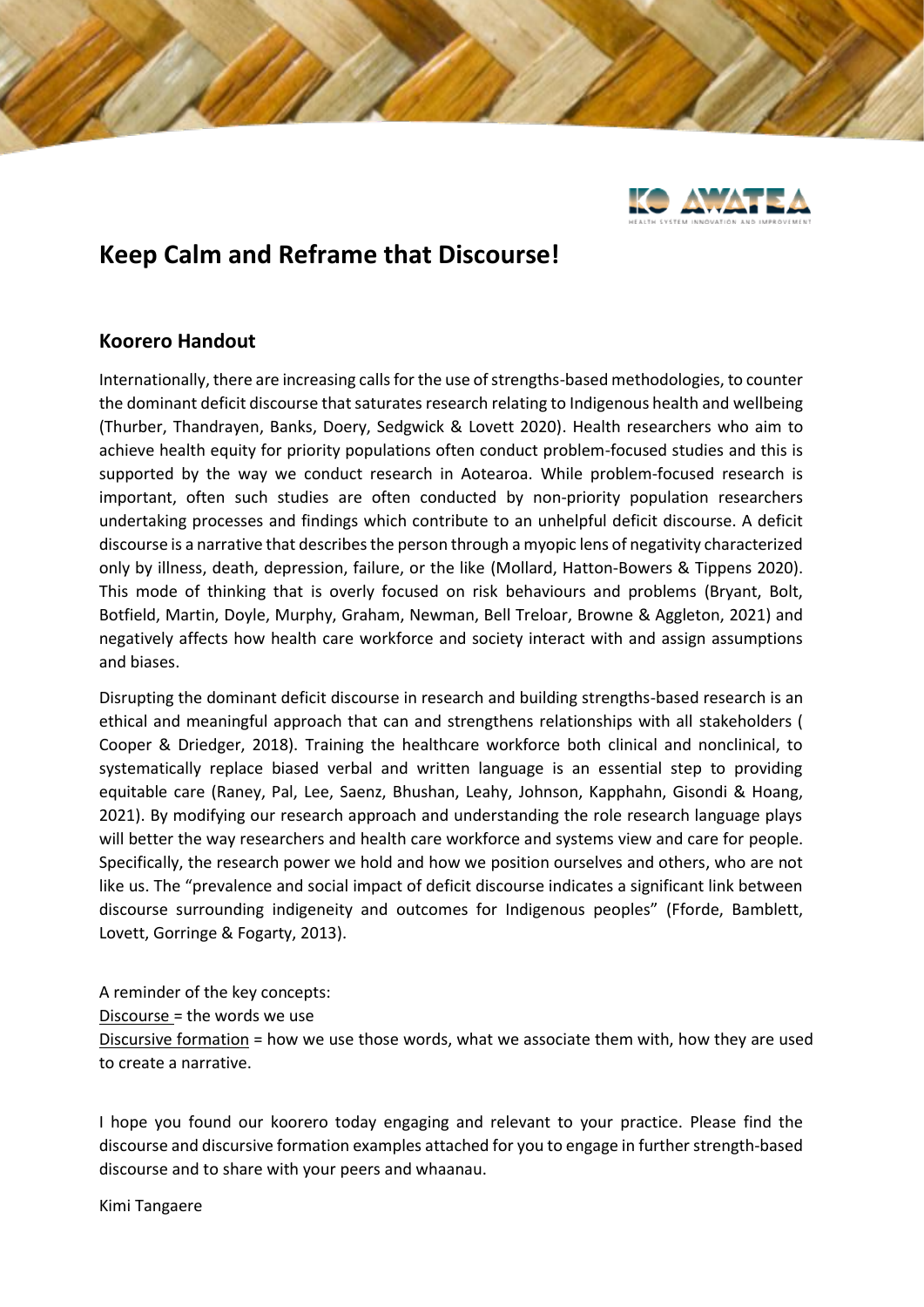# Keep Calm and Reframe that Discourse!

## Koorero Handout

Internationally, there are increasing calls for the use of strengths-based methodologies, to counter the dominant deficit discourse that saturates research relating to Indigenous health and wellbeing (Thurber, Thandrayen, Banks, Doery, Sedgwick & Lovett 2020). Health researchers who aim to achieve health equity for priority populations often conduct problem-focused studies and this is supported by the way we conduct research in Aotearoa. While problem-focused research is important, often such studies are often conducted by non-priority population researchers undertaking processes and findings which contribute to an unhelpful deficit discourse. A deficit discourse is a narrative that describes the person through a myopic lens of negativity characterized only by illness, death, depression, failure, or the like (Mollard, Hatton-Bowers & Tippens 2020). This mode of thinking that is overly focused on risk behaviours and problems (Bryant, Bolt, Botfield, Martin, Doyle, Murphy, Graham, Newman, Bell Treloar, Browne & Aggleton, 2021) and negatively affects how health care workforce and society interact with and assign assumptions and biases.

Disrupting the dominant deficit discourse in research and building strengths-based research is an ethical and meaningful approach that can and strengthens relationships with all stakeholders ( Cooper & Driedger, 2018). Training the healthcare workforce both clinical and nonclinical, to systematically replace biased verbal and written language is an essential step to providing equitable care (Raney, Pal, Lee, Saenz, Bhushan, Leahy, Johnson, Kapphahn, Gisondi & Hoang, 2021). By modifying our research approach and understanding the role research language plays will better the way researchers and health care workforce and systems view and care for people. Specifically, the research power we hold and how we position ourselves and others, who are not like us. The "prevalence and social impact of deficit discourse indicates a significant link between discourse surrounding indigeneity and outcomes for Indigenous peoples" (Fforde, Bamblett, Lovett, Gorringe & Fogarty, 2013).

A reminder of the key concepts:

Discourse = the words we use

Discursive formation = how we use those words, what we associate them with, how they are used to create a narrative.

I hope you found our koorero today engaging and relevant to your practice. Please find the discourse and discursive formation examples attached for you to engage in further strength-based discourse and to share with your peers and whaanau.

Kimi Tangaere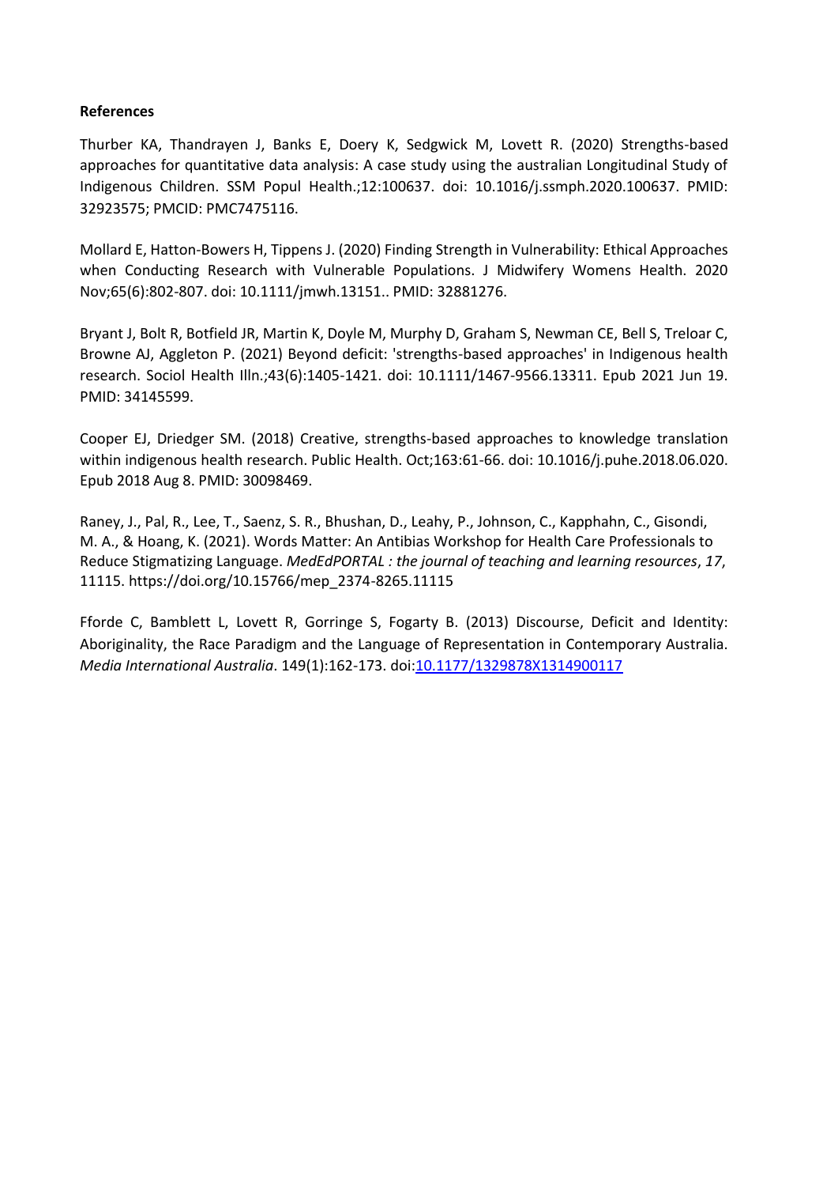**References**

Thurber KA, Thandrayen J, Banks E, Doery K, Sedgwick M, Lovett R. (2020) Strengths-based approaches for quantitative data analysis: A case study using the australian Longitudinal Study of Indigenous Children. SSM Popul Health.;12:100637. doi: 10.1016/j.ssmph.2020.100637. PMID: 32923575; PMCID: PMC7475116.

Mollard E, Hatton-Bowers H, Tippens J. (2020) Finding Strength in Vulnerability: Ethical Approaches when Conducting Research with Vulnerable Populations. J Midwifery Womens Health. 2020 Nov;65(6):802-807. doi: 10.1111/jmwh.13151.. PMID: 32881276.

Bryant J, Bolt R, Botfield JR, Martin K, Doyle M, Murphy D, Graham S, Newman CE, Bell S, Treloar C, Browne AJ, Aggleton P. (2021) Beyond deficit: 'strengths-based approaches' in Indigenous health research. Sociol Health Illn.;43(6):1405-1421. doi: 10.1111/1467-9566.13311. Epub 2021 Jun 19. PMID: 34145599.

Cooper EJ, Driedger SM. (2018) Creative, strengths-based approaches to knowledge translation within indigenous health research. Public Health. Oct;163:61-66. doi: 10.1016/j.puhe.2018.06.020. Epub 2018 Aug 8. PMID: 30098469.

Raney, J., Pal, R., Lee, T., Saenz, S. R., Bhushan, D., Leahy, P., Johnson, C., Kapphahn, C., Gisondi, M. A., & Hoang, K. (2021). Words Matter: An Antibias Workshop for Health Care Professionals to Reduce Stigmatizing Language. *MedEdPORTAL : the journal of teaching and learning resources*, *17*, 11115. https://doi.org/10.15766/mep_2374-8265.11115

Fforde C, Bamblett L, Lovett R, Gorringe S, Fogarty B. (2013) Discourse, Deficit and Identity: Aboriginality, the Race Paradigm and the Language of Representation in Contemporary Australia. *Media International Australia*. 149(1):162-173. doi:10.1177/1329878X1314900117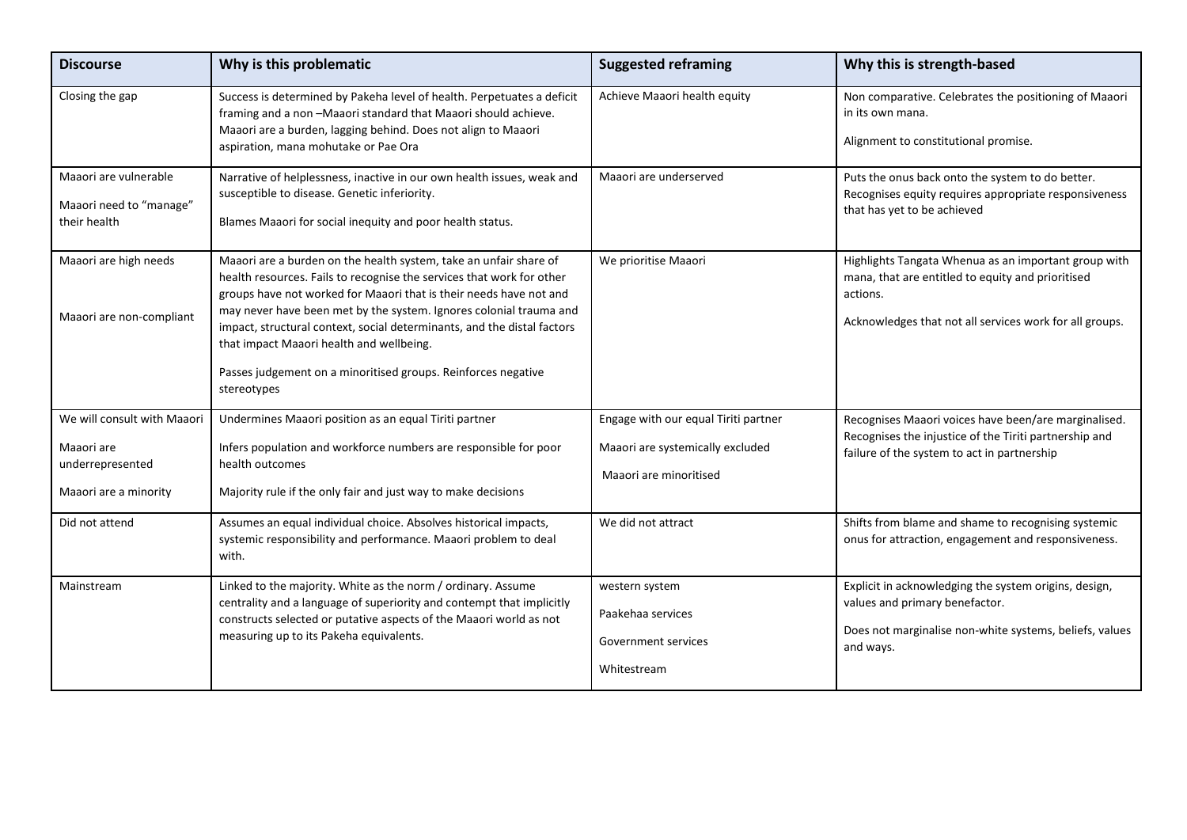| Discourse | Why is this problematic | Suggested reframing | Why this is strength-based |
| --- | --- | --- | --- |
| Closing the gap | Success is determined by Pakeha level of health. Perpetuates a deficit framing and a non –Maaori standard that Maaori should achieve. Maaori are a burden, lagging behind. Does not align to Maaori aspiration, mana mohutake or Pae Ora | Achieve Maaori health equity | Non comparative. Celebrates the positioning of Maaori in its own mana. <br><br> Alignment to constitutional promise. |
| Maaori are vulnerable <br><br> Maaori need to "manage" their health | Narrative of helplessness, inactive in our own health issues, weak and susceptible to disease. Genetic inferiority. <br><br> Blames Maaori for social inequity and poor health status. | Maaori are underserved | Puts the onus back onto the system to do better. Recognises equity requires appropriate responsiveness that has yet to be achieved |
| Maaori are high needs <br><br> Maaori are non-compliant | Maaori are a burden on the health system, take an unfair share of health resources. Fails to recognise the services that work for other groups have not worked for Maaori that is their needs have not and may never have been met by the system. Ignores colonial trauma and impact, structural context, social determinants, and the distal factors that impact Maaori health and wellbeing. <br><br> Passes judgement on a minoritised groups. Reinforces negative stereotypes | We prioritise Maaori | Highlights Tangata Whenua as an important group with mana, that are entitled to equity and prioritised actions. <br><br> Acknowledges that not all services work for all groups. |
| We will consult with Maaori <br><br> Maaori are underrepresented <br><br> Maaori are a minority | Undermines Maaori position as an equal Tiriti partner <br><br> Infers population and workforce numbers are responsible for poor health outcomes <br><br> Majority rule if the only fair and just way to make decisions | Engage with our equal Tiriti partner <br><br> Maaori are systemically excluded <br><br> Maaori are minoritised | Recognises Maaori voices have been/are marginalised. Recognises the injustice of the Tiriti partnership and failure of the system to act in partnership |
| Did not attend | Assumes an equal individual choice. Absolves historical impacts, systemic responsibility and performance. Maaori problem to deal with. | We did not attract | Shifts from blame and shame to recognising systemic onus for attraction, engagement and responsiveness. |
| Mainstream | Linked to the majority. White as the norm / ordinary. Assume centrality and a language of superiority and contempt that implicitly constructs selected or putative aspects of the Maaori world as not measuring up to its Pakeha equivalents. | western system <br><br> Paakehaa services <br><br> Government services <br><br> Whitestream | Explicit in acknowledging the system origins, design, values and primary benefactor. <br><br> Does not marginalise non-white systems, beliefs, values and ways. |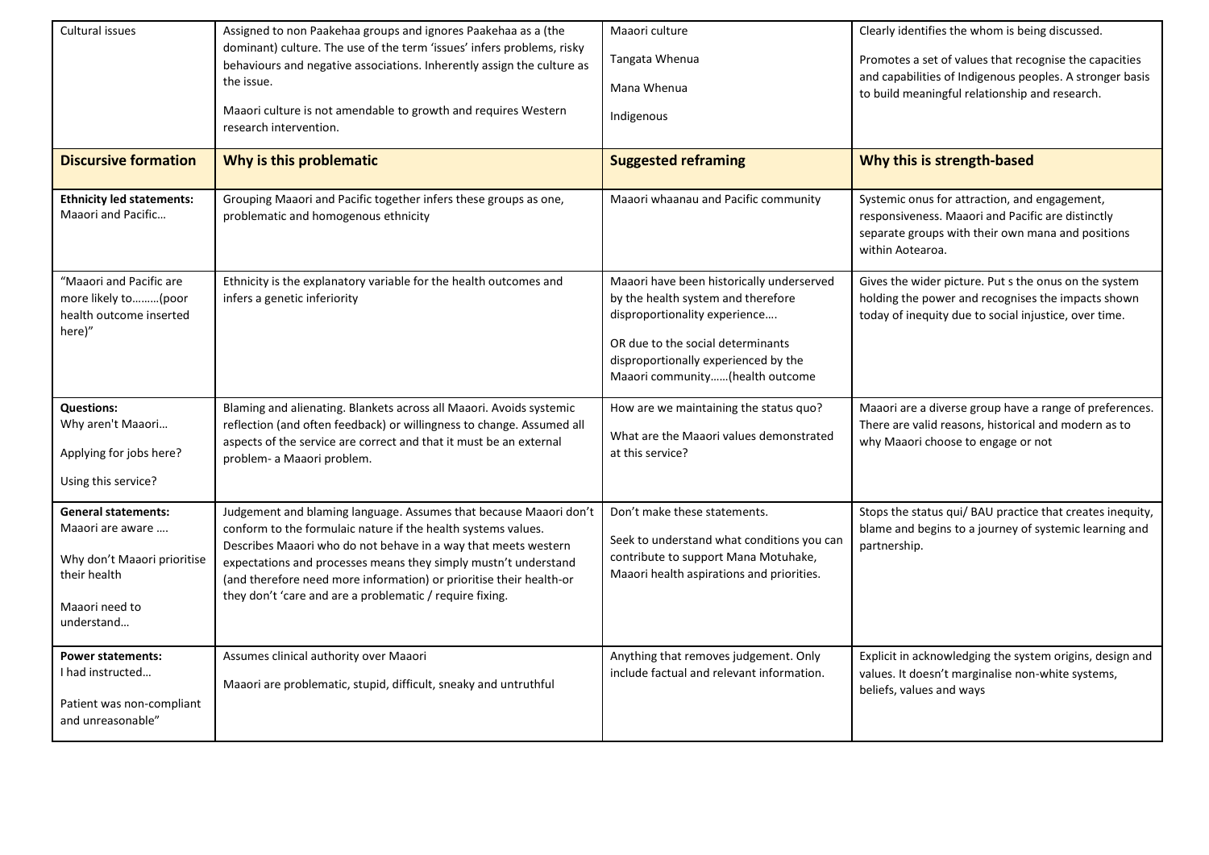| | | | |
|---|---|---|---|
| Cultural issues | Assigned to non Paakehaa groups and ignores Paakehaa as a (the dominant) culture. The use of the term 'issues' infers problems, risky behaviours and negative associations. Inherently assign the culture as the issue.<br><br>Maaori culture is not amendable to growth and requires Western research intervention. | Maaori culture<br><br>Tangata Whenua<br><br>Mana Whenua<br><br>Indigenous | Clearly identifies the whom is being discussed.<br><br>Promotes a set of values that recognise the capacities and capabilities of Indigenous peoples. A stronger basis to build meaningful relationship and research. |
| **Discursive formation** | **Why is this problematic** | **Suggested reframing** | **Why this is strength-based** |
| **Ethnicity led statements:**<br>Maaori and Pacific… | Grouping Maaori and Pacific together infers these groups as one, problematic and homogenous ethnicity | Maaori whaanau and Pacific community | Systemic onus for attraction, and engagement, responsiveness. Maaori and Pacific are distinctly separate groups with their own mana and positions within Aotearoa. |
| "Maaori and Pacific are more likely to………(poor health outcome inserted here)" | Ethnicity is the explanatory variable for the health outcomes and infers a genetic inferiority | Maaori have been historically underserved by the health system and therefore disproportionality experience….<br><br>OR due to the social determinants disproportionally experienced by the Maaori community……(health outcome | Gives the wider picture. Put s the onus on the system holding the power and recognises the impacts shown today of inequity due to social injustice, over time. |
| **Questions:**<br>Why aren't Maaori…<br><br>Applying for jobs here?<br><br>Using this service? | Blaming and alienating. Blankets across all Maaori. Avoids systemic reflection (and often feedback) or willingness to change. Assumed all aspects of the service are correct and that it must be an external problem- a Maaori problem. | How are we maintaining the status quo?<br><br>What are the Maaori values demonstrated at this service? | Maaori are a diverse group have a range of preferences. There are valid reasons, historical and modern as to why Maaori choose to engage or not |
| **General statements:**<br>Maaori are aware ….<br><br>Why don't Maaori prioritise their health<br><br>Maaori need to understand… | Judgement and blaming language. Assumes that because Maaori don't conform to the formulaic nature if the health systems values. Describes Maaori who do not behave in a way that meets western expectations and processes means they simply mustn't understand (and therefore need more information) or prioritise their health-or they don't 'care and are a problematic / require fixing. | Don't make these statements.<br><br>Seek to understand what conditions you can contribute to support Mana Motuhake, Maaori health aspirations and priorities. | Stops the status qui/ BAU practice that creates inequity, blame and begins to a journey of systemic learning and partnership. |
| **Power statements:**<br>I had instructed…<br><br>Patient was non-compliant and unreasonable" | Assumes clinical authority over Maaori<br><br>Maaori are problematic, stupid, difficult, sneaky and untruthful | Anything that removes judgement. Only include factual and relevant information. | Explicit in acknowledging the system origins, design and values. It doesn't marginalise non-white systems, beliefs, values and ways |